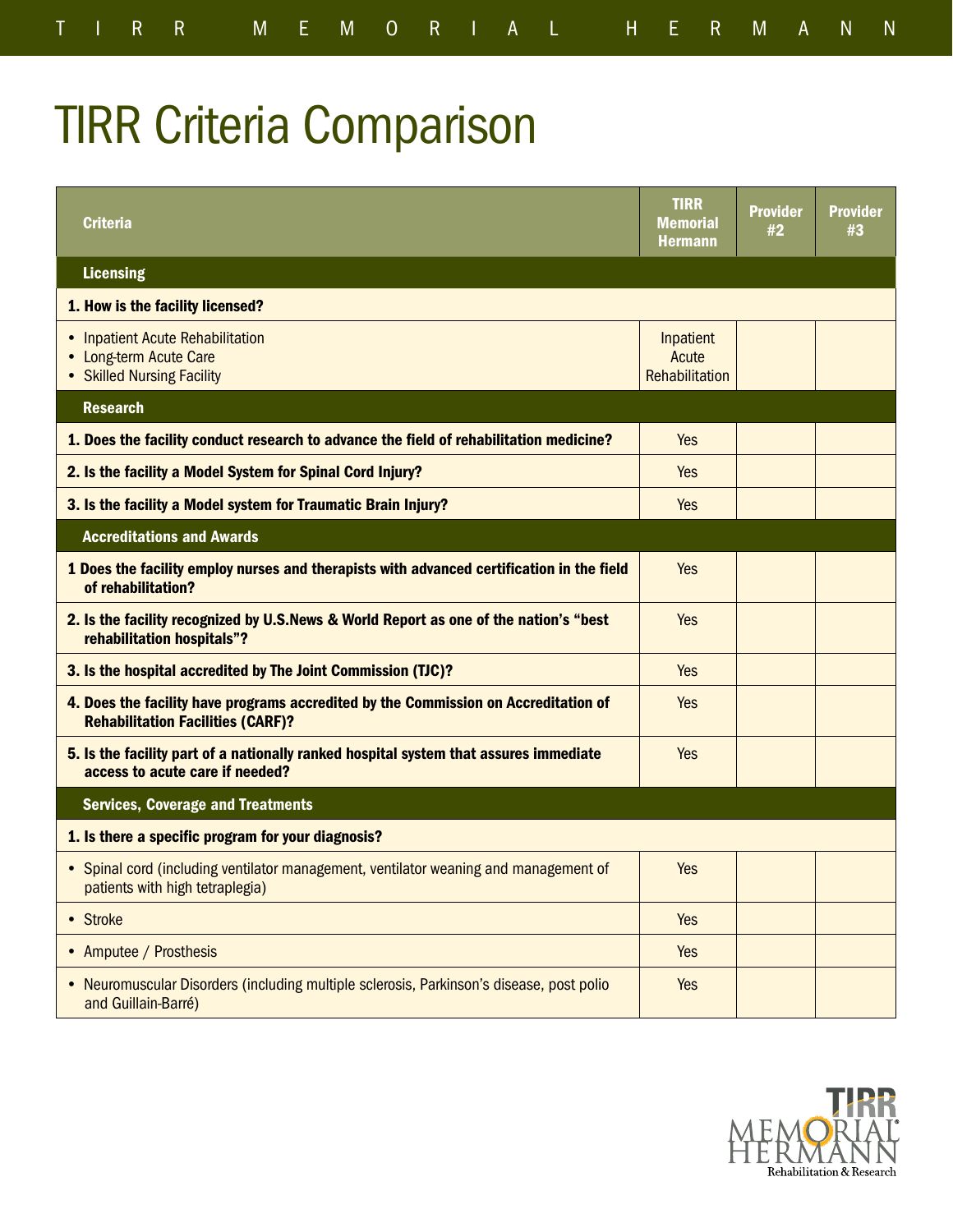# TIRR Criteria Comparison

| Criteria | TIRR Memorial Hermann | Provider #2 | Provider #3 |
|---|---|---|---|
| **Licensing** | | | |
| **1. How is the facility licensed?** | | | |
| • Inpatient Acute Rehabilitation<br>• Long-term Acute Care<br>• Skilled Nursing Facility | Inpatient Acute Rehabilitation | | |
| **Research** | | | |
| **1. Does the facility conduct research to advance the field of rehabilitation medicine?** | Yes | | |
| **2. Is the facility a Model System for Spinal Cord Injury?** | Yes | | |
| **3. Is the facility a Model system for Traumatic Brain Injury?** | Yes | | |
| **Accreditations and Awards** | | | |
| **1 Does the facility employ nurses and therapists with advanced certification in the field of rehabilitation?** | Yes | | |
| **2. Is the facility recognized by U.S.News & World Report as one of the nation's "best rehabilitation hospitals"?** | Yes | | |
| **3. Is the hospital accredited by The Joint Commission (TJC)?** | Yes | | |
| **4. Does the facility have programs accredited by the Commission on Accreditation of Rehabilitation Facilities (CARF)?** | Yes | | |
| **5. Is the facility part of a nationally ranked hospital system that assures immediate access to acute care if needed?** | Yes | | |
| **Services, Coverage and Treatments** | | | |
| **1. Is there a specific program for your diagnosis?** | | | |
| • Spinal cord (including ventilator management, ventilator weaning and management of patients with high tetraplegia) | Yes | | |
| • Stroke | Yes | | |
| • Amputee / Prosthesis | Yes | | |
| • Neuromuscular Disorders (including multiple sclerosis, Parkinson's disease, post polio and Guillain-Barré) | Yes | | |

TIRR MEMORIAL HERMANN
Rehabilitation & Research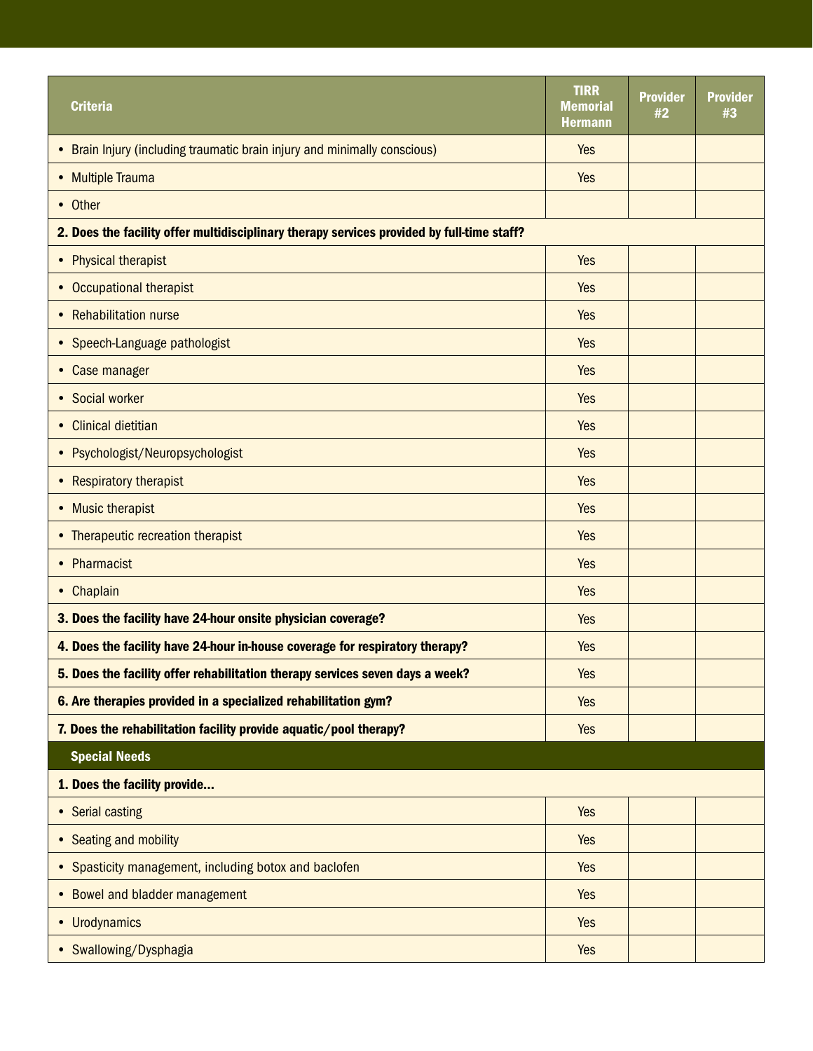| Criteria | TIRR Memorial Hermann | Provider #2 | Provider #3 |
|---|---|---|---|
| • Brain Injury (including traumatic brain injury and minimally conscious) | Yes | | |
| • Multiple Trauma | Yes | | |
| • Other | | | |
| **2. Does the facility offer multidisciplinary therapy services provided by full-time staff?** | | | |
| • Physical therapist | Yes | | |
| • Occupational therapist | Yes | | |
| • Rehabilitation nurse | Yes | | |
| • Speech-Language pathologist | Yes | | |
| • Case manager | Yes | | |
| • Social worker | Yes | | |
| • Clinical dietitian | Yes | | |
| • Psychologist/Neuropsychologist | Yes | | |
| • Respiratory therapist | Yes | | |
| • Music therapist | Yes | | |
| • Therapeutic recreation therapist | Yes | | |
| • Pharmacist | Yes | | |
| • Chaplain | Yes | | |
| **3. Does the facility have 24-hour onsite physician coverage?** | Yes | | |
| **4. Does the facility have 24-hour in-house coverage for respiratory therapy?** | Yes | | |
| **5. Does the facility offer rehabilitation therapy services seven days a week?** | Yes | | |
| **6. Are therapies provided in a specialized rehabilitation gym?** | Yes | | |
| **7. Does the rehabilitation facility provide aquatic/pool therapy?** | Yes | | |
| **Special Needs** | | | |
| **1. Does the facility provide…** | | | |
| • Serial casting | Yes | | |
| • Seating and mobility | Yes | | |
| • Spasticity management, including botox and baclofen | Yes | | |
| • Bowel and bladder management | Yes | | |
| • Urodynamics | Yes | | |
| • Swallowing/Dysphagia | Yes | | |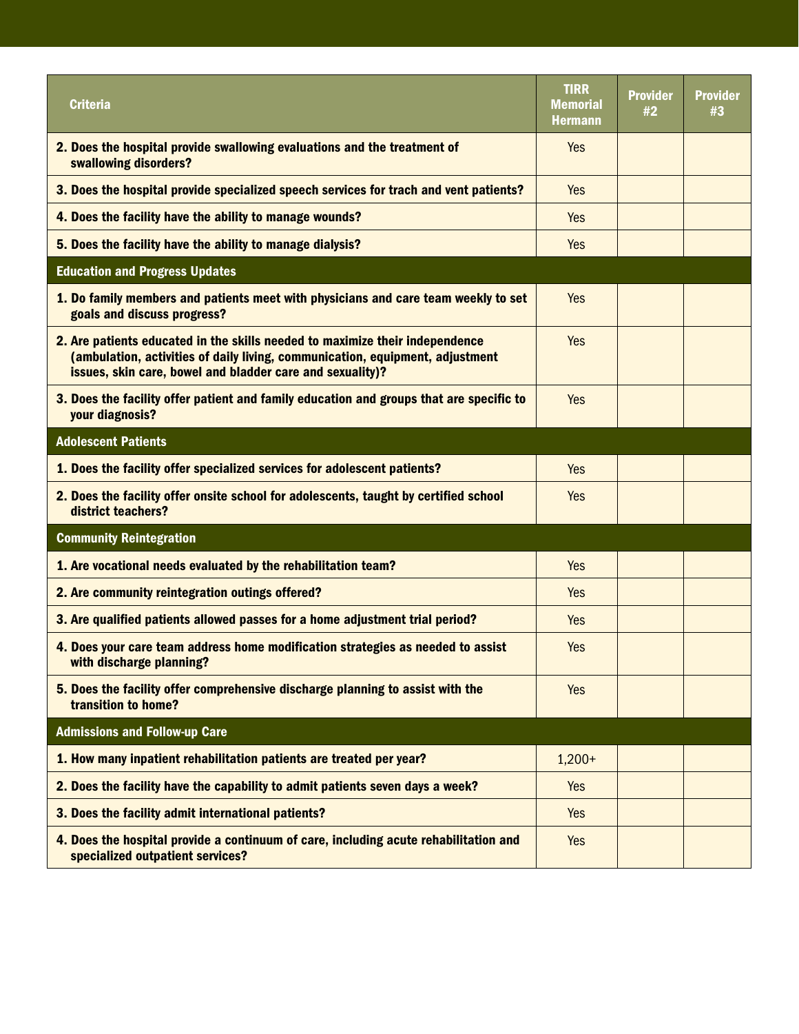| Criteria | TIRR Memorial Hermann | Provider #2 | Provider #3 |
|---|---|---|---|
| **2. Does the hospital provide swallowing evaluations and the treatment of swallowing disorders?** | Yes | | |
| **3. Does the hospital provide specialized speech services for trach and vent patients?** | Yes | | |
| **4. Does the facility have the ability to manage wounds?** | Yes | | |
| **5. Does the facility have the ability to manage dialysis?** | Yes | | |
| **Education and Progress Updates** | | | |
| **1. Do family members and patients meet with physicians and care team weekly to set goals and discuss progress?** | Yes | | |
| **2. Are patients educated in the skills needed to maximize their independence (ambulation, activities of daily living, communication, equipment, adjustment issues, skin care, bowel and bladder care and sexuality)?** | Yes | | |
| **3. Does the facility offer patient and family education and groups that are specific to your diagnosis?** | Yes | | |
| **Adolescent Patients** | | | |
| **1. Does the facility offer specialized services for adolescent patients?** | Yes | | |
| **2. Does the facility offer onsite school for adolescents, taught by certified school district teachers?** | Yes | | |
| **Community Reintegration** | | | |
| **1. Are vocational needs evaluated by the rehabilitation team?** | Yes | | |
| **2. Are community reintegration outings offered?** | Yes | | |
| **3. Are qualified patients allowed passes for a home adjustment trial period?** | Yes | | |
| **4. Does your care team address home modification strategies as needed to assist with discharge planning?** | Yes | | |
| **5. Does the facility offer comprehensive discharge planning to assist with the transition to home?** | Yes | | |
| **Admissions and Follow-up Care** | | | |
| **1. How many inpatient rehabilitation patients are treated per year?** | 1,200+ | | |
| **2. Does the facility have the capability to admit patients seven days a week?** | Yes | | |
| **3. Does the facility admit international patients?** | Yes | | |
| **4. Does the hospital provide a continuum of care, including acute rehabilitation and specialized outpatient services?** | Yes | | |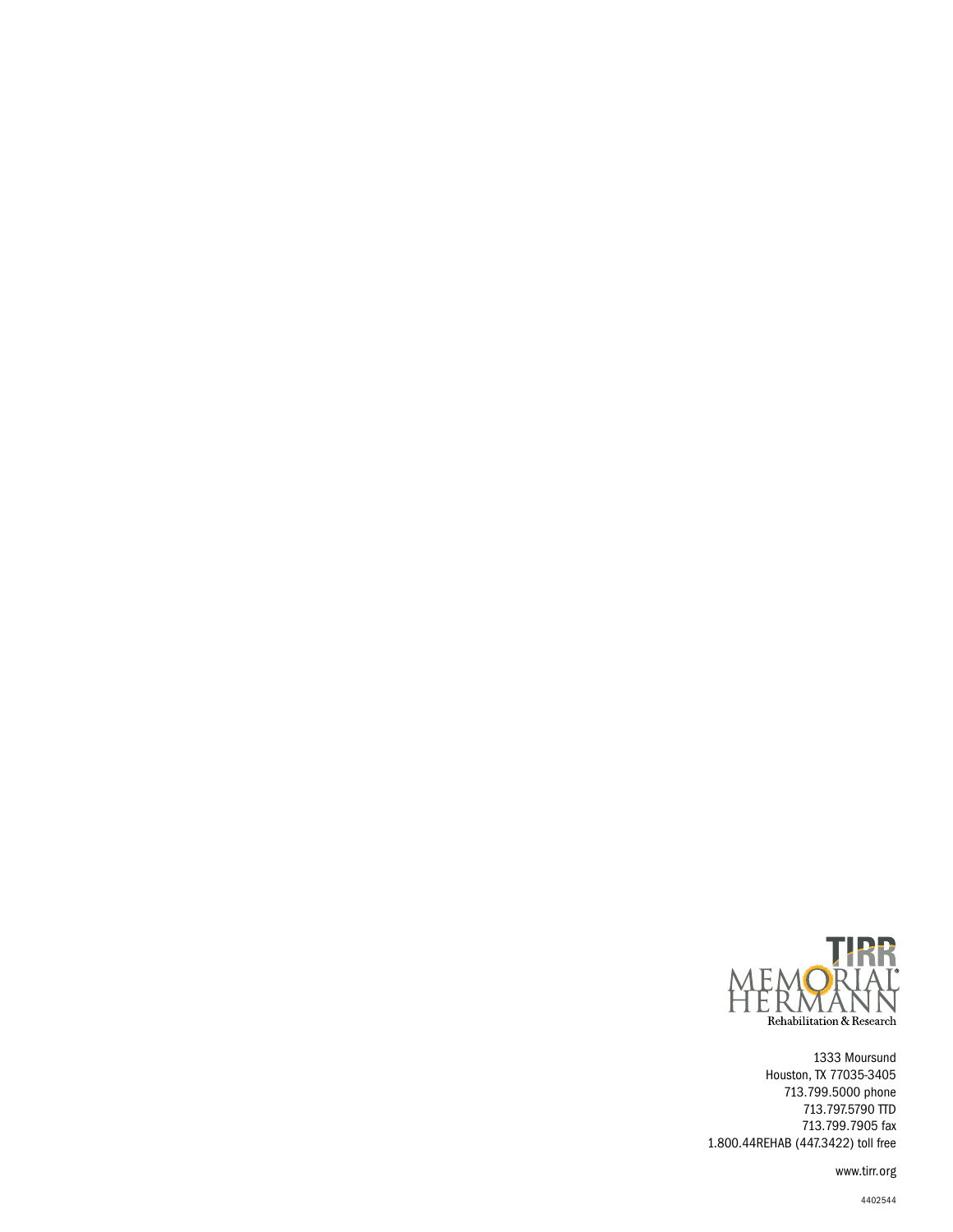TIRR MEMORIAL HERMANN
Rehabilitation & Research

1333 Moursund
Houston, TX 77035-3405
713.799.5000 phone
713.797.5790 TTD
713.799.7905 fax
1.800.44REHAB (447.3422) toll free

www.tirr.org

4402544